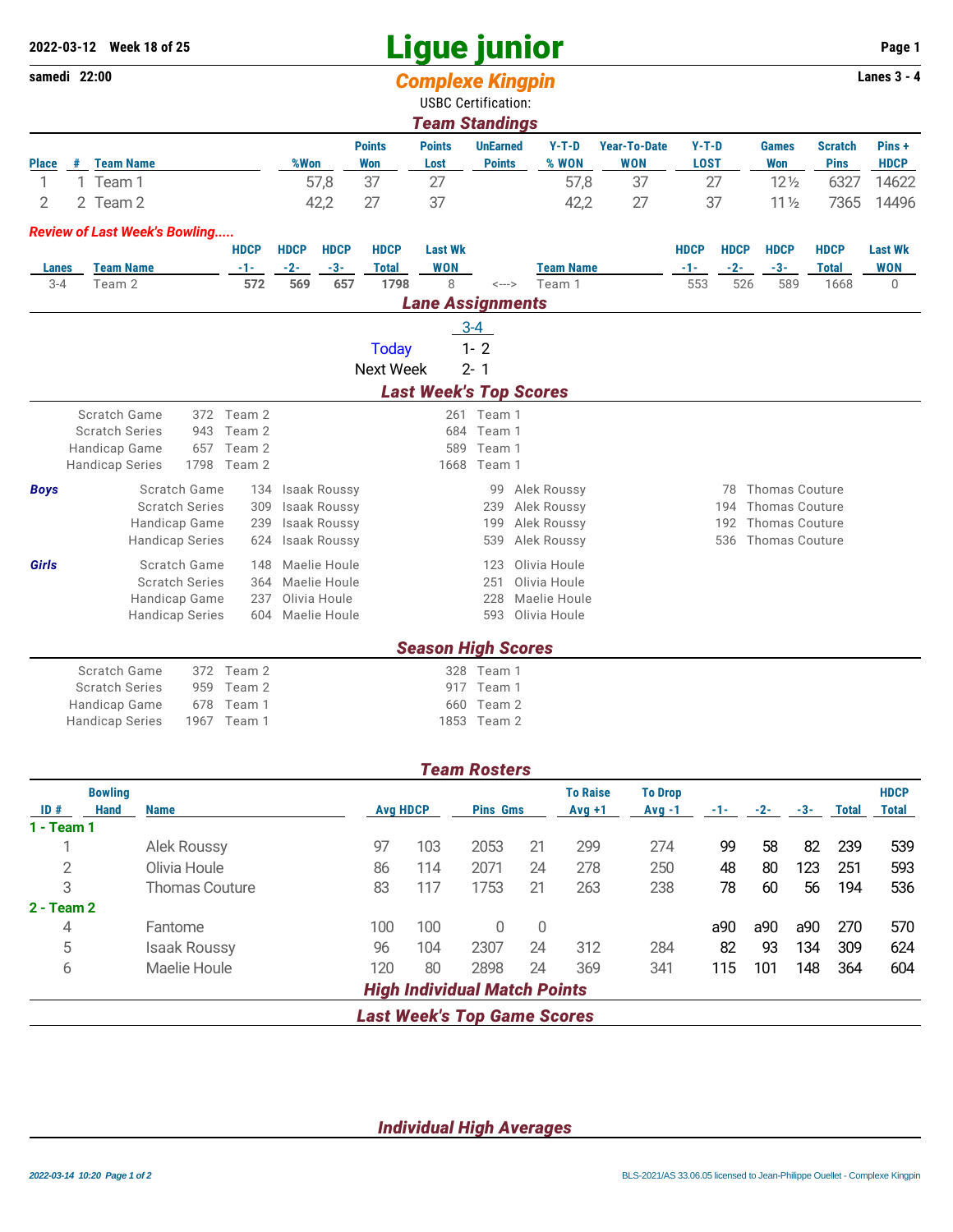2022-03-12 Week 18 of 25

# Ligue junior

samedi 22:00

## Complexe Kingpin

Lanes 3 - 4

USBC Certification:

### Team Standings

| Place | # | Team Name | %Won | Points Won | Points Lost | UnEarned Points | Y-T-D % WON | Year-To-Date WON | Y-T-D LOST | Games Won | Scratch Pins | Pins + HDCP |
|---|---|---|---|---|---|---|---|---|---|---|---|---|
| 1 | 1 | Team 1 | 57,8 | 37 | 27 | | 57,8 | 37 | 27 | 12½ | 6327 | 14622 |
| 2 | 2 | Team 2 | 42,2 | 27 | 37 | | 42,2 | 27 | 37 | 11½ | 7365 | 14496 |

### Review of Last Week's Bowling.....

| Lanes | Team Name | HDCP -1- | HDCP -2- | HDCP -3- | HDCP Total | Last Wk WON | | Team Name | HDCP -1- | HDCP -2- | HDCP -3- | HDCP Total | Last Wk WON |
|---|---|---|---|---|---|---|---|---|---|---|---|---|---|
| 3-4 | Team 2 | 572 | 569 | 657 | 1798 | 8 | <---> | Team 1 | 553 | 526 | 589 | 1668 | 0 |

### Lane Assignments

| | 3-4 |
|---|---|
| Today | 1- 2 |
| Next Week | 2- 1 |

### Last Week's Top Scores

| | | | | |
|---|---|---|---|---|
| Scratch Game | 372 | Team 2 | 261 | Team 1 |
| Scratch Series | 943 | Team 2 | 684 | Team 1 |
| Handicap Game | 657 | Team 2 | 589 | Team 1 |
| Handicap Series | 1798 | Team 2 | 1668 | Team 1 |

| | | | | | | | | |
|---|---|---|---|---|---|---|---|---|
| **Boys** | Scratch Game | 134 | Isaak Roussy | 99 | Alek Roussy | 78 | Thomas Couture |
| | Scratch Series | 309 | Isaak Roussy | 239 | Alek Roussy | 194 | Thomas Couture |
| | Handicap Game | 239 | Isaak Roussy | 199 | Alek Roussy | 192 | Thomas Couture |
| | Handicap Series | 624 | Isaak Roussy | 539 | Alek Roussy | 536 | Thomas Couture |
| **Girls** | Scratch Game | 148 | Maelie Houle | 123 | Olivia Houle | | |
| | Scratch Series | 364 | Maelie Houle | 251 | Olivia Houle | | |
| | Handicap Game | 237 | Olivia Houle | 228 | Maelie Houle | | |
| | Handicap Series | 604 | Maelie Houle | 593 | Olivia Houle | | |

### Season High Scores

| | | | | |
|---|---|---|---|---|
| Scratch Game | 372 | Team 2 | 328 | Team 1 |
| Scratch Series | 959 | Team 2 | 917 | Team 1 |
| Handicap Game | 678 | Team 1 | 660 | Team 2 |
| Handicap Series | 1967 | Team 1 | 1853 | Team 2 |

### Team Rosters

| ID # | Bowling Hand | Name | Avg | HDCP | Pins | Gms | To Raise Avg +1 | To Drop Avg -1 | -1- | -2- | -3- | Total | HDCP Total |
|---|---|---|---|---|---|---|---|---|---|---|---|---|---|
| **1 - Team 1** | | | | | | | | | | | | | |
| 1 | | Alek Roussy | 97 | 103 | 2053 | 21 | 299 | 274 | 99 | 58 | 82 | 239 | 539 |
| 2 | | Olivia Houle | 86 | 114 | 2071 | 24 | 278 | 250 | 48 | 80 | 123 | 251 | 593 |
| 3 | | Thomas Couture | 83 | 117 | 1753 | 21 | 263 | 238 | 78 | 60 | 56 | 194 | 536 |
| **2 - Team 2** | | | | | | | | | | | | | |
| 4 | | Fantome | 100 | 100 | 0 | 0 | | | a90 | a90 | a90 | 270 | 570 |
| 5 | | Isaak Roussy | 96 | 104 | 2307 | 24 | 312 | 284 | 82 | 93 | 134 | 309 | 624 |
| 6 | | Maelie Houle | 120 | 80 | 2898 | 24 | 369 | 341 | 115 | 101 | 148 | 364 | 604 |

### High Individual Match Points

### Last Week's Top Game Scores

### Individual High Averages

2022-03-14 10:20

BLS-2021/AS 33.06.05 licensed to Jean-Philippe Ouellet - Complexe Kingpin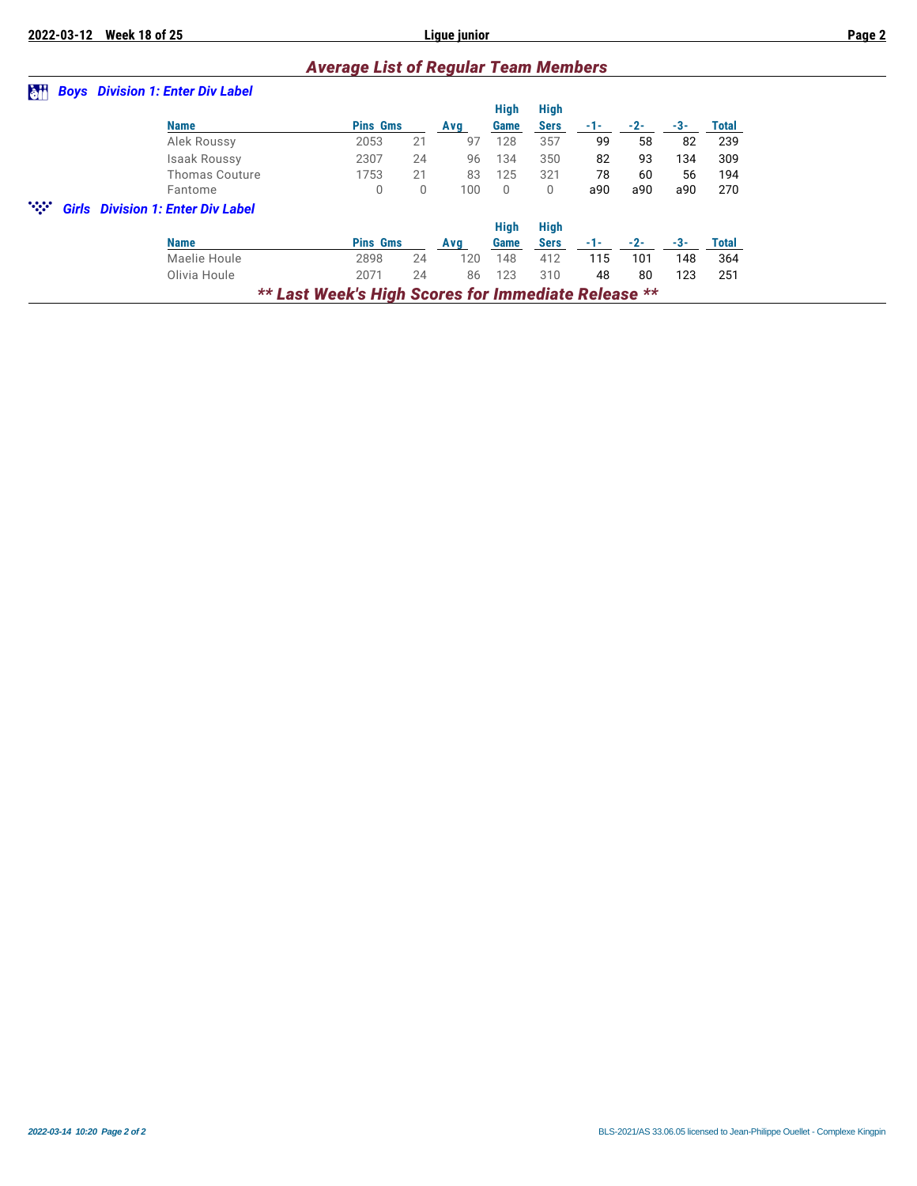## *Average List of Regular Team Members*

### *Boys Division 1: Enter Div Label*

| Name | Pins | Gms | Avg | High Game | High Sers | -1- | -2- | -3- | Total |
|---|---|---|---|---|---|---|---|---|---|
| Alek Roussy | 2053 | 21 | 97 | 128 | 357 | 99 | 58 | 82 | 239 |
| Isaak Roussy | 2307 | 24 | 96 | 134 | 350 | 82 | 93 | 134 | 309 |
| Thomas Couture | 1753 | 21 | 83 | 125 | 321 | 78 | 60 | 56 | 194 |
| Fantome | 0 | 0 | 100 | 0 | 0 | a90 | a90 | a90 | 270 |

### *Girls Division 1: Enter Div Label*

| Name | Pins | Gms | Avg | High Game | High Sers | -1- | -2- | -3- | Total |
|---|---|---|---|---|---|---|---|---|---|
| Maelie Houle | 2898 | 24 | 120 | 148 | 412 | 115 | 101 | 148 | 364 |
| Olivia Houle | 2071 | 24 | 86 | 123 | 310 | 48 | 80 | 123 | 251 |

## *\*\* Last Week's High Scores for Immediate Release \*\**